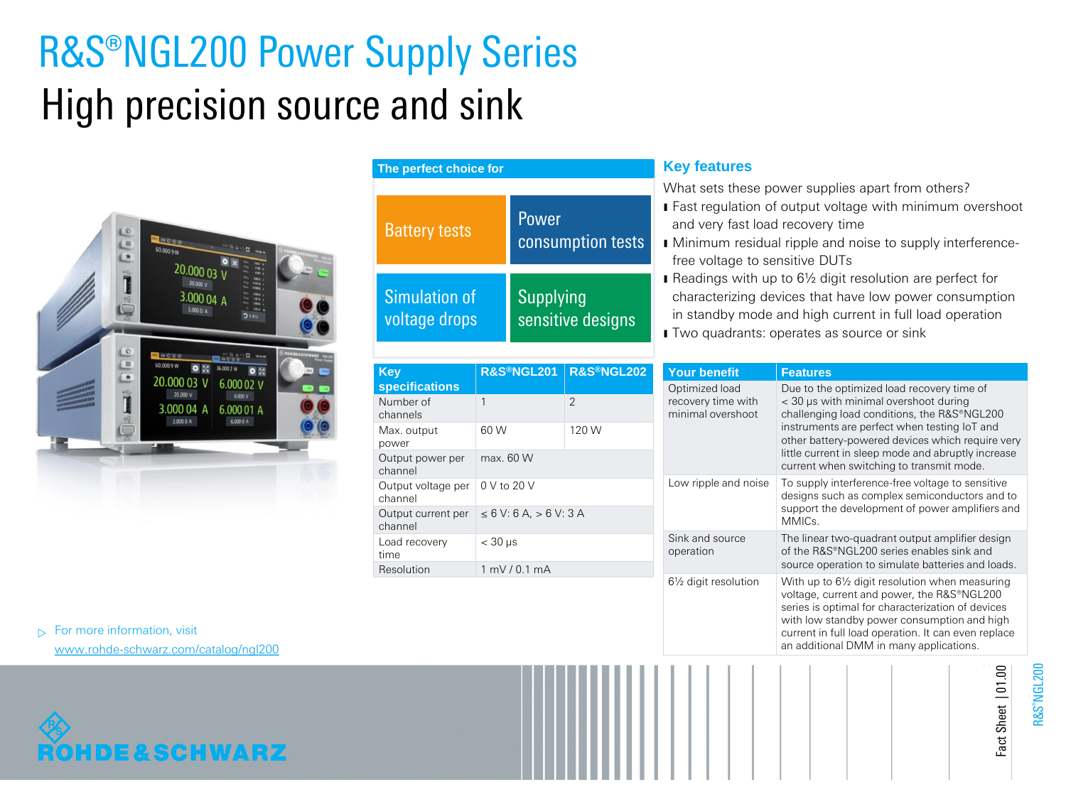# R&S®NGL200 Power Supply Series

## High precision source and sink

**The perfect choice for**

- Battery tests
- Power consumption tests
- Simulation of voltage drops
- Supplying sensitive designs

| Key specifications | R&S®NGL201 | R&S®NGL202 |
|---|---|---|
| Number of channels | 1 | 2 |
| Max. output power | 60 W | 120 W |
| Output power per channel | max. 60 W | |
| Output voltage per channel | 0 V to 20 V | |
| Output current per channel | ≤ 6 V: 6 A, > 6 V: 3 A | |
| Load recovery time | < 30 µs | |
| Resolution | 1 mV / 0.1 mA | |

### Key features

What sets these power supplies apart from others?

- Fast regulation of output voltage with minimum overshoot and very fast load recovery time
- Minimum residual ripple and noise to supply interference-free voltage to sensitive DUTs
- Readings with up to 6½ digit resolution are perfect for characterizing devices that have low power consumption in standby mode and high current in full load operation
- Two quadrants: operates as source or sink

| Your benefit | Features |
|---|---|
| Optimized load recovery time with minimal overshoot | Due to the optimized load recovery time of < 30 µs with minimal overshoot during challenging load conditions, the R&S®NGL200 instruments are perfect when testing IoT and other battery-powered devices which require very little current in sleep mode and abruptly increase current when switching to transmit mode. |
| Low ripple and noise | To supply interference-free voltage to sensitive designs such as complex semiconductors and to support the development of power amplifiers and MMICs. |
| Sink and source operation | The linear two-quadrant output amplifier design of the R&S®NGL200 series enables sink and source operation to simulate batteries and loads. |
| 6½ digit resolution | With up to 6½ digit resolution when measuring voltage, current and power, the R&S®NGL200 series is optimal for characterization of devices with low standby power consumption and high current in full load operation. It can even replace an additional DMM in many applications. |

▷ For more information, visit
www.rohde-schwarz.com/catalog/ngl200

ROHDE&SCHWARZ

Fact Sheet | 01.00

R&S®NGL200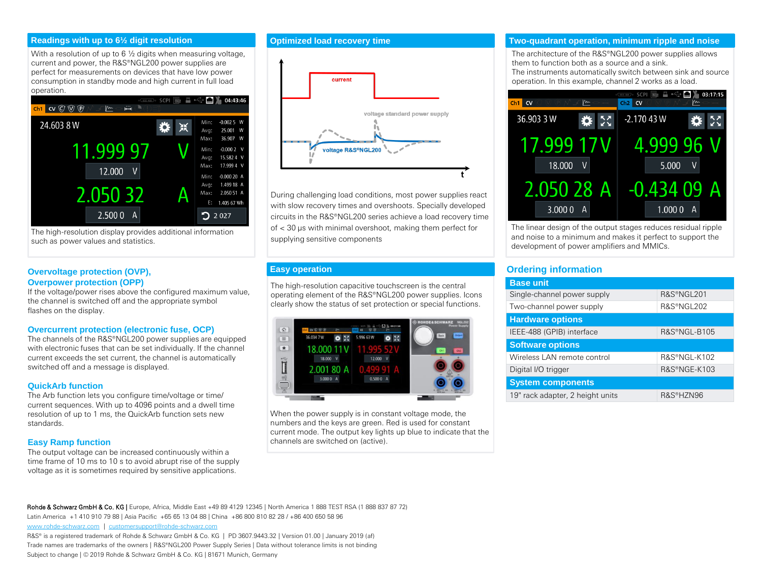## Readings with up to 6½ digit resolution

With a resolution of up to 6 ½ digits when measuring voltage, current and power, the R&S®NGL200 power supplies are perfect for measurements on devices that have low power consumption in standby mode and high current in full load operation.

The high-resolution display provides additional information such as power values and statistics.

## Optimized load recovery time

current

voltage standard power supply

voltage R&S®NGL200

t

During challenging load conditions, most power supplies react with slow recovery times and overshoots. Specially developed circuits in the R&S®NGL200 series achieve a load recovery time of < 30 µs with minimal overshoot, making them perfect for supplying sensitive components

## Two-quadrant operation, minimum ripple and noise

The architecture of the R&S®NGL200 power supplies allows them to function both as a source and a sink.
The instruments automatically switch between sink and source operation. In this example, channel 2 works as a load.

The linear design of the output stages reduces residual ripple and noise to a minimum and makes it perfect to support the development of power amplifiers and MMICs.

## Overvoltage protection (OVP), Overpower protection (OPP)

If the voltage/power rises above the configured maximum value, the channel is switched off and the appropriate symbol flashes on the display.

## Overcurrent protection (electronic fuse, OCP)

The channels of the R&S®NGL200 power supplies are equipped with electronic fuses that can be set individually. If the channel current exceeds the set current, the channel is automatically switched off and a message is displayed.

## QuickArb function

The Arb function lets you configure time/voltage or time/current sequences. With up to 4096 points and a dwell time resolution of up to 1 ms, the QuickArb function sets new standards.

## Easy Ramp function

The output voltage can be increased continuously within a time frame of 10 ms to 10 s to avoid abrupt rise of the supply voltage as it is sometimes required by sensitive applications.

## Easy operation

The high-resolution capacitive touchscreen is the central operating element of the R&S®NGL200 power supplies. Icons clearly show the status of set protection or special functions.

When the power supply is in constant voltage mode, the numbers and the keys are green. Red is used for constant current mode. The output key lights up blue to indicate that the channels are switched on (active).

## Ordering information

| | |
|---|---|
| **Base unit** | |
| Single-channel power supply | R&S®NGL201 |
| Two-channel power supply | R&S®NGL202 |
| **Hardware options** | |
| IEEE-488 (GPIB) interface | R&S®NGL-B105 |
| **Software options** | |
| Wireless LAN remote control | R&S®NGL-K102 |
| Digital I/O trigger | R&S®NGE-K103 |
| **System components** | |
| 19" rack adapter, 2 height units | R&S®HZN96 |

**Rohde & Schwarz GmbH & Co. KG** | Europe, Africa, Middle East +49 89 4129 12345 | North America 1 888 TEST RSA (1 888 837 87 72)
Latin America +1 410 910 79 88 | Asia Pacific +65 65 13 04 88 | China +86 800 810 82 28 / +86 400 650 58 96
www.rohde-schwarz.com | customersupport@rohde-schwarz.com
R&S® is a registered trademark of Rohde & Schwarz GmbH & Co. KG | PD 3607.9443.32 | Version 01.00 | January 2019 (af)
Trade names are trademarks of the owners | R&S®NGL200 Power Supply Series | Data without tolerance limits is not binding
Subject to change | © 2019 Rohde & Schwarz GmbH & Co. KG | 81671 Munich, Germany